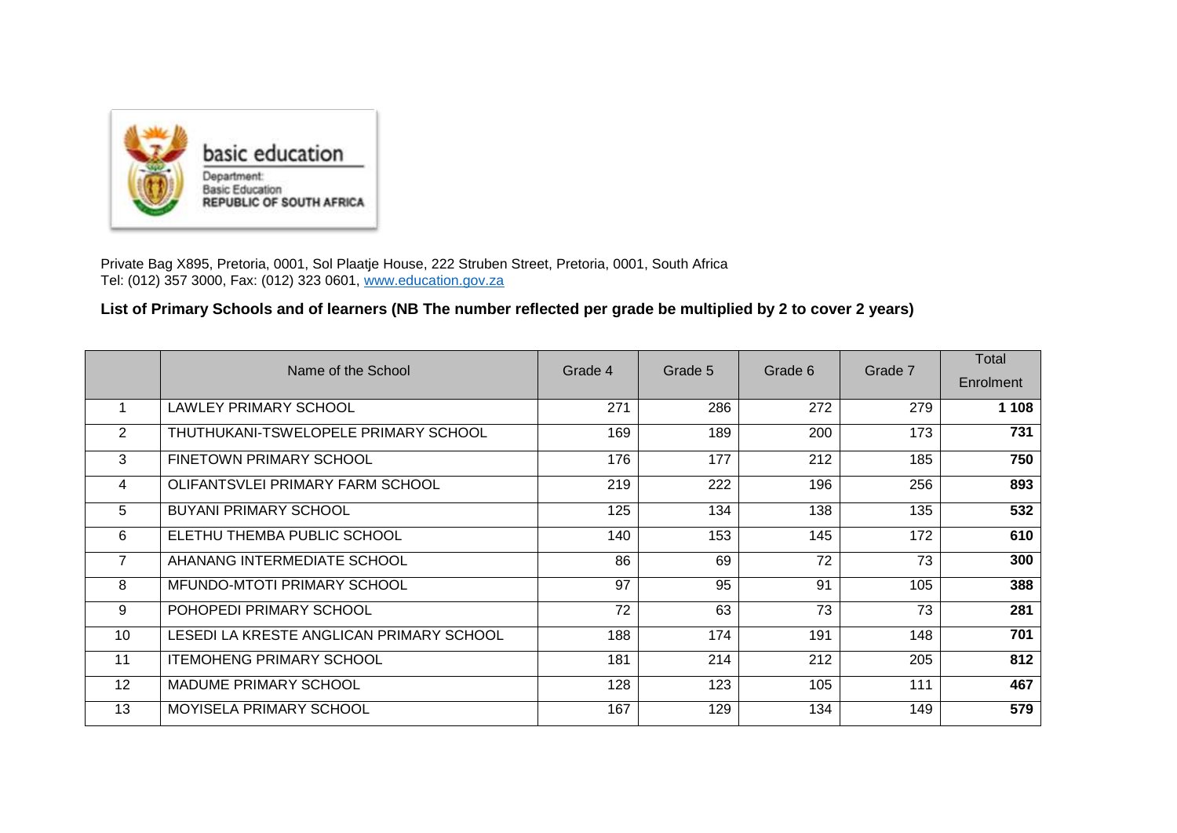basic education

Department:
Basic Education
REPUBLIC OF SOUTH AFRICA

Private Bag X895, Pretoria, 0001, Sol Plaatje House, 222 Struben Street, Pretoria, 0001, South Africa
Tel: (012) 357 3000, Fax: (012) 323 0601, www.education.gov.za

**List of Primary Schools and of learners (NB The number reflected per grade be multiplied by 2 to cover 2 years)**

| | Name of the School | Grade 4 | Grade 5 | Grade 6 | Grade 7 | Total Enrolment |
|---|---|---|---|---|---|---|
| 1 | LAWLEY PRIMARY SCHOOL | 271 | 286 | 272 | 279 | **1 108** |
| 2 | THUTHUKANI-TSWELOPELE PRIMARY SCHOOL | 169 | 189 | 200 | 173 | **731** |
| 3 | FINETOWN PRIMARY SCHOOL | 176 | 177 | 212 | 185 | **750** |
| 4 | OLIFANTSVLEI PRIMARY FARM SCHOOL | 219 | 222 | 196 | 256 | **893** |
| 5 | BUYANI PRIMARY SCHOOL | 125 | 134 | 138 | 135 | **532** |
| 6 | ELETHU THEMBA PUBLIC SCHOOL | 140 | 153 | 145 | 172 | **610** |
| 7 | AHANANG INTERMEDIATE SCHOOL | 86 | 69 | 72 | 73 | **300** |
| 8 | MFUNDO-MTOTI PRIMARY SCHOOL | 97 | 95 | 91 | 105 | **388** |
| 9 | POHOPEDI PRIMARY SCHOOL | 72 | 63 | 73 | 73 | **281** |
| 10 | LESEDI LA KRESTE ANGLICAN PRIMARY SCHOOL | 188 | 174 | 191 | 148 | **701** |
| 11 | ITEMOHENG PRIMARY SCHOOL | 181 | 214 | 212 | 205 | **812** |
| 12 | MADUME PRIMARY SCHOOL | 128 | 123 | 105 | 111 | **467** |
| 13 | MOYISELA PRIMARY SCHOOL | 167 | 129 | 134 | 149 | **579** |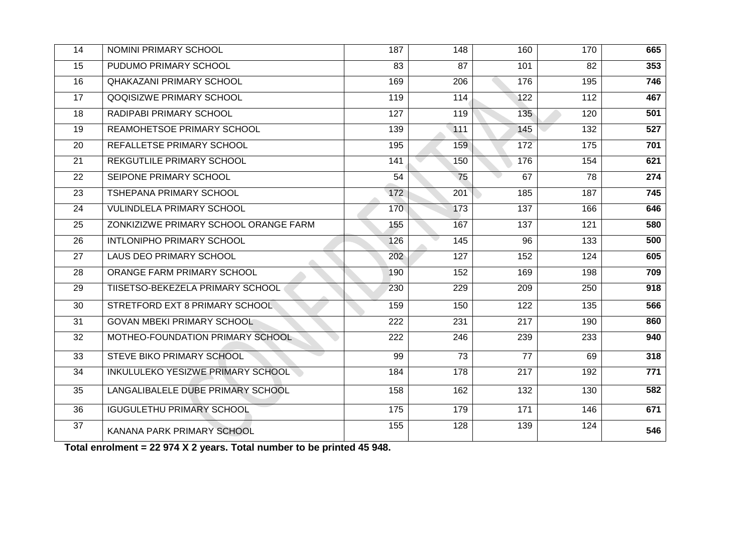| 14 | NOMINI PRIMARY SCHOOL | 187 | 148 | 160 | 170 | **665** |
|---|---|---|---|---|---|---|
| 15 | PUDUMO PRIMARY SCHOOL | 83 | 87 | 101 | 82 | **353** |
| 16 | QHAKAZANI PRIMARY SCHOOL | 169 | 206 | 176 | 195 | **746** |
| 17 | QOQISIZWE PRIMARY SCHOOL | 119 | 114 | 122 | 112 | **467** |
| 18 | RADIPABI PRIMARY SCHOOL | 127 | 119 | 135 | 120 | **501** |
| 19 | REAMOHETSOE PRIMARY SCHOOL | 139 | 111 | 145 | 132 | **527** |
| 20 | REFALLETSE PRIMARY SCHOOL | 195 | 159 | 172 | 175 | **701** |
| 21 | REKGUTLILE PRIMARY SCHOOL | 141 | 150 | 176 | 154 | **621** |
| 22 | SEIPONE PRIMARY SCHOOL | 54 | 75 | 67 | 78 | **274** |
| 23 | TSHEPANA PRIMARY SCHOOL | 172 | 201 | 185 | 187 | **745** |
| 24 | VULINDLELA PRIMARY SCHOOL | 170 | 173 | 137 | 166 | **646** |
| 25 | ZONKIZIZWE PRIMARY SCHOOL ORANGE FARM | 155 | 167 | 137 | 121 | **580** |
| 26 | INTLONIPHO PRIMARY SCHOOL | 126 | 145 | 96 | 133 | **500** |
| 27 | LAUS DEO PRIMARY SCHOOL | 202 | 127 | 152 | 124 | **605** |
| 28 | ORANGE FARM PRIMARY SCHOOL | 190 | 152 | 169 | 198 | **709** |
| 29 | TIISETSO-BEKEZELA PRIMARY SCHOOL | 230 | 229 | 209 | 250 | **918** |
| 30 | STRETFORD EXT 8 PRIMARY SCHOOL | 159 | 150 | 122 | 135 | **566** |
| 31 | GOVAN MBEKI PRIMARY SCHOOL | 222 | 231 | 217 | 190 | **860** |
| 32 | MOTHEO-FOUNDATION PRIMARY SCHOOL | 222 | 246 | 239 | 233 | **940** |
| 33 | STEVE BIKO PRIMARY SCHOOL | 99 | 73 | 77 | 69 | **318** |
| 34 | INKULULEKO YESIZWE PRIMARY SCHOOL | 184 | 178 | 217 | 192 | **771** |
| 35 | LANGALIBALELE DUBE PRIMARY SCHOOL | 158 | 162 | 132 | 130 | **582** |
| 36 | IGUGULETHU PRIMARY SCHOOL | 175 | 179 | 171 | 146 | **671** |
| 37 | KANANA PARK PRIMARY SCHOOL | 155 | 128 | 139 | 124 | **546** |

**Total enrolment = 22 974 X 2 years. Total number to be printed 45 948.**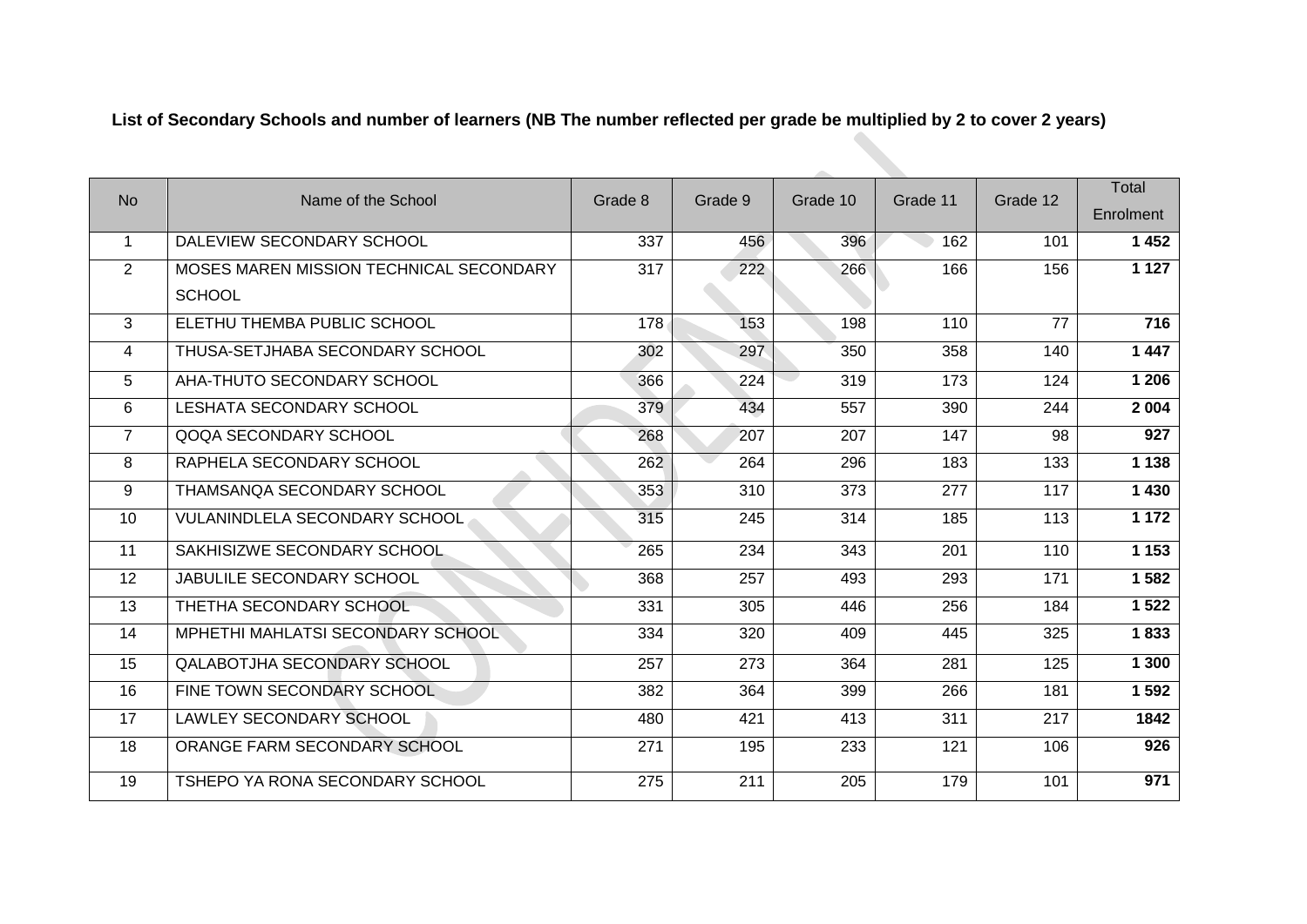**List of Secondary Schools and number of learners (NB The number reflected per grade be multiplied by 2 to cover 2 years)**

| No | Name of the School | Grade 8 | Grade 9 | Grade 10 | Grade 11 | Grade 12 | Total Enrolment |
|---|---|---|---|---|---|---|---|
| 1 | DALEVIEW SECONDARY SCHOOL | 337 | 456 | 396 | 162 | 101 | **1 452** |
| 2 | MOSES MAREN MISSION TECHNICAL SECONDARY SCHOOL | 317 | 222 | 266 | 166 | 156 | **1 127** |
| 3 | ELETHU THEMBA PUBLIC SCHOOL | 178 | 153 | 198 | 110 | 77 | **716** |
| 4 | THUSA-SETJHABA SECONDARY SCHOOL | 302 | 297 | 350 | 358 | 140 | **1 447** |
| 5 | AHA-THUTO SECONDARY SCHOOL | 366 | 224 | 319 | 173 | 124 | **1 206** |
| 6 | LESHATA SECONDARY SCHOOL | 379 | 434 | 557 | 390 | 244 | **2 004** |
| 7 | QOQA SECONDARY SCHOOL | 268 | 207 | 207 | 147 | 98 | **927** |
| 8 | RAPHELA SECONDARY SCHOOL | 262 | 264 | 296 | 183 | 133 | **1 138** |
| 9 | THAMSANQA SECONDARY SCHOOL | 353 | 310 | 373 | 277 | 117 | **1 430** |
| 10 | VULANINDLELA SECONDARY SCHOOL | 315 | 245 | 314 | 185 | 113 | **1 172** |
| 11 | SAKHISIZWE SECONDARY SCHOOL | 265 | 234 | 343 | 201 | 110 | **1 153** |
| 12 | JABULILE SECONDARY SCHOOL | 368 | 257 | 493 | 293 | 171 | **1 582** |
| 13 | THETHA SECONDARY SCHOOL | 331 | 305 | 446 | 256 | 184 | **1 522** |
| 14 | MPHETHI MAHLATSI SECONDARY SCHOOL | 334 | 320 | 409 | 445 | 325 | **1 833** |
| 15 | QALABOTJHA SECONDARY SCHOOL | 257 | 273 | 364 | 281 | 125 | **1 300** |
| 16 | FINE TOWN SECONDARY SCHOOL | 382 | 364 | 399 | 266 | 181 | **1 592** |
| 17 | LAWLEY SECONDARY SCHOOL | 480 | 421 | 413 | 311 | 217 | **1842** |
| 18 | ORANGE FARM SECONDARY SCHOOL | 271 | 195 | 233 | 121 | 106 | **926** |
| 19 | TSHEPO YA RONA SECONDARY SCHOOL | 275 | 211 | 205 | 179 | 101 | **971** |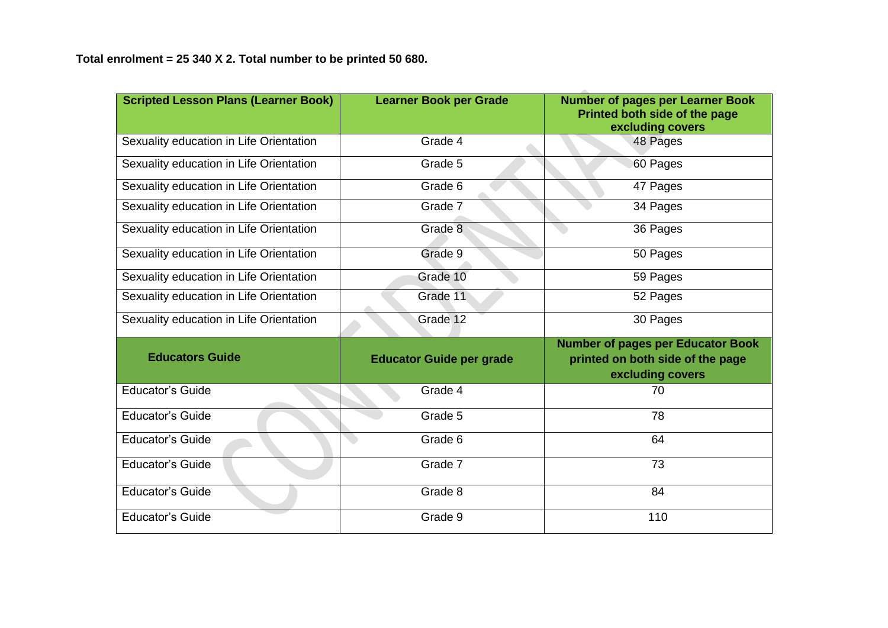**Total enrolment = 25 340 X 2. Total number to be printed 50 680.**

| Scripted Lesson Plans (Learner Book) | Learner Book per Grade | Number of pages per Learner Book Printed both side of the page excluding covers |
|---|---|---|
| Sexuality education in Life Orientation | Grade 4 | 48 Pages |
| Sexuality education in Life Orientation | Grade 5 | 60 Pages |
| Sexuality education in Life Orientation | Grade 6 | 47 Pages |
| Sexuality education in Life Orientation | Grade 7 | 34 Pages |
| Sexuality education in Life Orientation | Grade 8 | 36 Pages |
| Sexuality education in Life Orientation | Grade 9 | 50 Pages |
| Sexuality education in Life Orientation | Grade 10 | 59 Pages |
| Sexuality education in Life Orientation | Grade 11 | 52 Pages |
| Sexuality education in Life Orientation | Grade 12 | 30 Pages |
| **Educators Guide** | **Educator Guide per grade** | **Number of pages per Educator Book printed on both side of the page excluding covers** |
| Educator's Guide | Grade 4 | 70 |
| Educator's Guide | Grade 5 | 78 |
| Educator's Guide | Grade 6 | 64 |
| Educator's Guide | Grade 7 | 73 |
| Educator's Guide | Grade 8 | 84 |
| Educator's Guide | Grade 9 | 110 |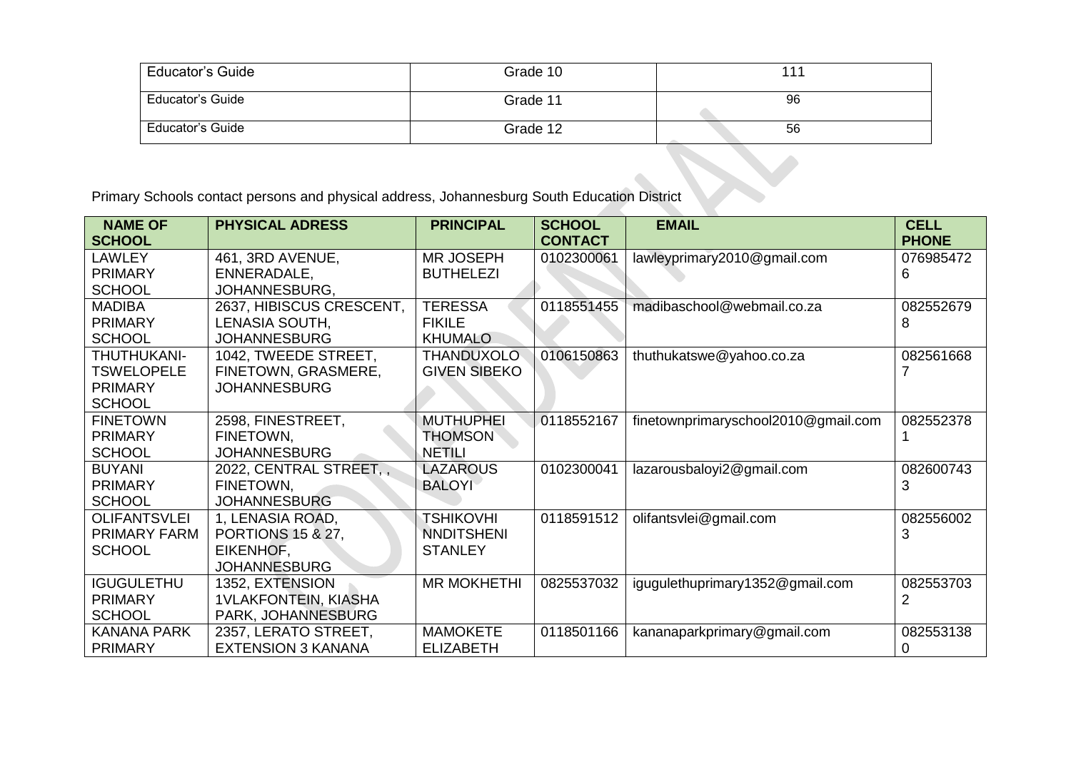| Educator's Guide | Grade 10 | 111 |
|---|---|---|
| Educator's Guide | Grade 11 | 96 |
| Educator's Guide | Grade 12 | 56 |

Primary Schools contact persons and physical address, Johannesburg South Education District

| NAME OF SCHOOL | PHYSICAL ADRESS | PRINCIPAL | SCHOOL CONTACT | EMAIL | CELL PHONE |
|---|---|---|---|---|---|
| LAWLEY PRIMARY SCHOOL | 461, 3RD AVENUE, ENNERADALE, JOHANNESBURG, | MR JOSEPH BUTHELEZI | 0102300061 | lawleyprimary2010@gmail.com | 0769854726 |
| MADIBA PRIMARY SCHOOL | 2637, HIBISCUS CRESCENT, LENASIA SOUTH, JOHANNESBURG | TERESSA FIKILE KHUMALO | 0118551455 | madibaschool@webmail.co.za | 0825526798 |
| THUTHUKANI-TSWELOPELE PRIMARY SCHOOL | 1042, TWEEDE STREET, FINETOWN, GRASMERE, JOHANNESBURG | THANDUXOLO GIVEN SIBEKO | 0106150863 | thuthukatswe@yahoo.co.za | 0825616687 |
| FINETOWN PRIMARY SCHOOL | 2598, FINESTREET, FINETOWN, JOHANNESBURG | MUTHUPHEI THOMSON NETILI | 0118552167 | finetownprimaryschool2010@gmail.com | 0825523781 |
| BUYANI PRIMARY SCHOOL | 2022, CENTRAL STREET, , FINETOWN, JOHANNESBURG | LAZAROUS BALOYI | 0102300041 | lazarousbaloyi2@gmail.com | 0826007433 |
| OLIFANTSVLEI PRIMARY FARM SCHOOL | 1, LENASIA ROAD, PORTIONS 15 & 27, EIKENHOF, JOHANNESBURG | TSHIKOVHI NNDITSHENI STANLEY | 0118591512 | olifantsvlei@gmail.com | 0825560023 |
| IGUGULETHU PRIMARY SCHOOL | 1352, EXTENSION 1VLAKFONTEIN, KIASHA PARK, JOHANNESBURG | MR MOKHETHI | 0825537032 | igugulethuprimary1352@gmail.com | 0825537032 |
| KANANA PARK PRIMARY | 2357, LERATO STREET, EXTENSION 3 KANANA | MAMOKETE ELIZABETH | 0118501166 | kananaparkprimary@gmail.com | 0825531380 |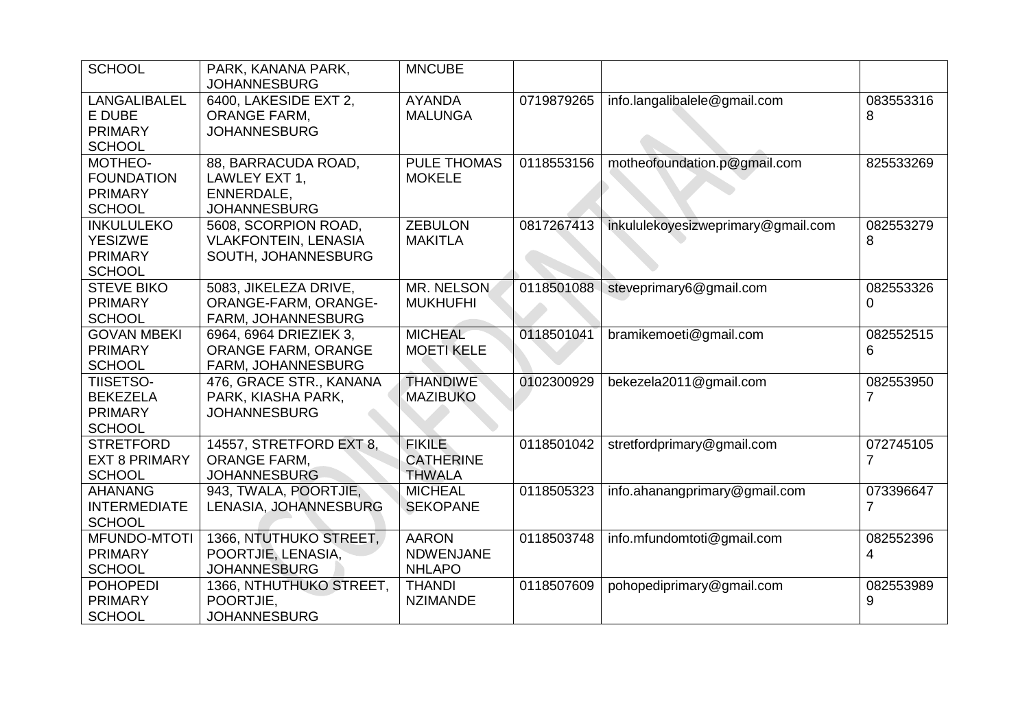| | | | | | |
|---|---|---|---|---|---|
| SCHOOL | PARK, KANANA PARK, JOHANNESBURG | MNCUBE | | | |
| LANGALIBALELE DUBE PRIMARY SCHOOL | 6400, LAKESIDE EXT 2, ORANGE FARM, JOHANNESBURG | AYANDA MALUNGA | 0719879265 | info.langalibalele@gmail.com | 0835533168 |
| MOTHEO-FOUNDATION PRIMARY SCHOOL | 88, BARRACUDA ROAD, LAWLEY EXT 1, ENNERDALE, JOHANNESBURG | PULE THOMAS MOKELE | 0118553156 | motheofoundation.p@gmail.com | 825533269 |
| INKULULEKO YESIZWE PRIMARY SCHOOL | 5608, SCORPION ROAD, VLAKFONTEIN, LENASIA SOUTH, JOHANNESBURG | ZEBULON MAKITLA | 0817267413 | inkululekoyesizweprimary@gmail.com | 0825532798 |
| STEVE BIKO PRIMARY SCHOOL | 5083, JIKELEZA DRIVE, ORANGE-FARM, ORANGE-FARM, JOHANNESBURG | MR. NELSON MUKHUFHI | 0118501088 | steveprimary6@gmail.com | 0825533260 |
| GOVAN MBEKI PRIMARY SCHOOL | 6964, 6964 DRIEZIEK 3, ORANGE FARM, ORANGE FARM, JOHANNESBURG | MICHEAL MOETI KELE | 0118501041 | bramikemoeti@gmail.com | 0825525156 |
| TIISETSO-BEKEZELA PRIMARY SCHOOL | 476, GRACE STR., KANANA PARK, KIASHA PARK, JOHANNESBURG | THANDIWE MAZIBUKO | 0102300929 | bekezela2011@gmail.com | 0825539507 |
| STRETFORD EXT 8 PRIMARY SCHOOL | 14557, STRETFORD EXT 8, ORANGE FARM, JOHANNESBURG | FIKILE CATHERINE THWALA | 0118501042 | stretfordprimary@gmail.com | 0727451057 |
| AHANANG INTERMEDIATE SCHOOL | 943, TWALA, POORTJIE, LENASIA, JOHANNESBURG | MICHEAL SEKOPANE | 0118505323 | info.ahanangprimary@gmail.com | 0733966477 |
| MFUNDO-MTOTI PRIMARY SCHOOL | 1366, NTUTHUKO STREET, POORTJIE, LENASIA, JOHANNESBURG | AARON NDWENJANE NHLAPO | 0118503748 | info.mfundomtoti@gmail.com | 0825523964 |
| POHOPEDI PRIMARY SCHOOL | 1366, NTHUTHUKO STREET, POORTJIE, JOHANNESBURG | THANDI NZIMANDE | 0118507609 | pohopediprimary@gmail.com | 0825539899 |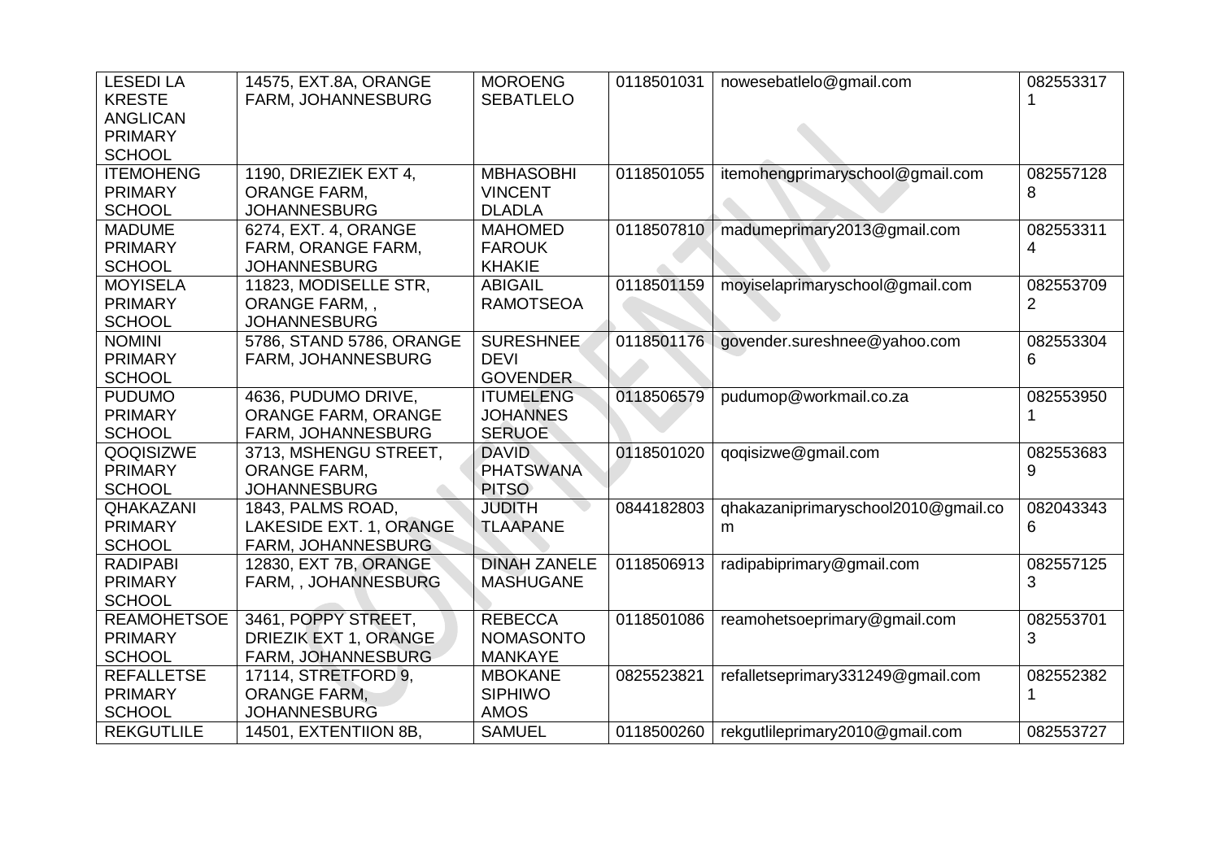| LESEDI LA KRESTE ANGLICAN PRIMARY SCHOOL | 14575, EXT.8A, ORANGE FARM, JOHANNESBURG | MOROENG SEBATLELO | 0118501031 | nowesebatlelo@gmail.com | 0825533171 |
|---|---|---|---|---|---|
| ITEMOHENG PRIMARY SCHOOL | 1190, DRIEZIEK EXT 4, ORANGE FARM, JOHANNESBURG | MBHASOBHI VINCENT DLADLA | 0118501055 | itemohengprimaryschool@gmail.com | 0825571288 |
| MADUME PRIMARY SCHOOL | 6274, EXT. 4, ORANGE FARM, ORANGE FARM, JOHANNESBURG | MAHOMED FAROUK KHAKIE | 0118507810 | madumeprimary2013@gmail.com | 0825533114 |
| MOYISELA PRIMARY SCHOOL | 11823, MODISELLE STR, ORANGE FARM, , JOHANNESBURG | ABIGAIL RAMOTSEOA | 0118501159 | moyiselaprimaryschool@gmail.com | 0825537092 |
| NOMINI PRIMARY SCHOOL | 5786, STAND 5786, ORANGE FARM, JOHANNESBURG | SURESHNEE DEVI GOVENDER | 0118501176 | govender.sureshnee@yahoo.com | 0825533046 |
| PUDUMO PRIMARY SCHOOL | 4636, PUDUMO DRIVE, ORANGE FARM, ORANGE FARM, JOHANNESBURG | ITUMELENG JOHANNES SERUOE | 0118506579 | pudumop@workmail.co.za | 0825539501 |
| QOQISIZWE PRIMARY SCHOOL | 3713, MSHENGU STREET, ORANGE FARM, JOHANNESBURG | DAVID PHATSWANA PITSO | 0118501020 | qoqisizwe@gmail.com | 0825536839 |
| QHAKAZANI PRIMARY SCHOOL | 1843, PALMS ROAD, LAKESIDE EXT. 1, ORANGE FARM, JOHANNESBURG | JUDITH TLAAPANE | 0844182803 | qhakazaniprimaryschool2010@gmail.com | 0820433436 |
| RADIPABI PRIMARY SCHOOL | 12830, EXT 7B, ORANGE FARM, , JOHANNESBURG | DINAH ZANELE MASHUGANE | 0118506913 | radipabiprimary@gmail.com | 0825571253 |
| REAMOHETSOE PRIMARY SCHOOL | 3461, POPPY STREET, DRIEZIK EXT 1, ORANGE FARM, JOHANNESBURG | REBECCA NOMASONTO MANKAYE | 0118501086 | reamohetsoeprimary@gmail.com | 0825537013 |
| REFALLETSE PRIMARY SCHOOL | 17114, STRETFORD 9, ORANGE FARM, JOHANNESBURG | MBOKANE SIPHIWO AMOS | 0825523821 | refalletseprimary331249@gmail.com | 0825523821 |
| REKGUTLILE | 14501, EXTENTIION 8B, | SAMUEL | 0118500260 | rekgutlileprimary2010@gmail.com | 082553727 |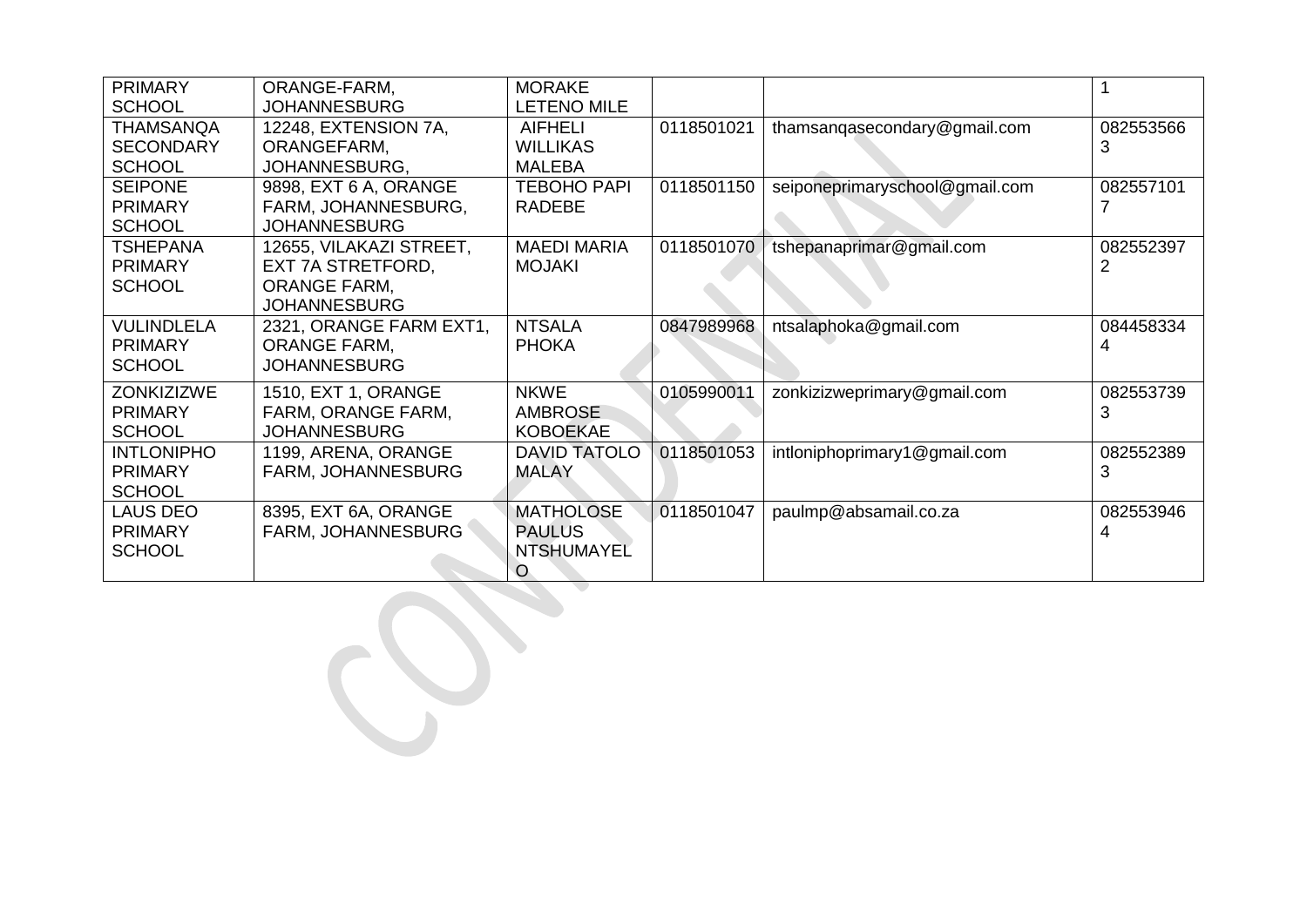| PRIMARY SCHOOL | ORANGE-FARM, JOHANNESBURG | MORAKE LETENO MILE | | | 1 |
|---|---|---|---|---|---|
| THAMSANQA SECONDARY SCHOOL | 12248, EXTENSION 7A, ORANGEFARM, JOHANNESBURG, | AIFHELI WILLIKAS MALEBA | 0118501021 | thamsanqasecondary@gmail.com | 0825535663 |
| SEIPONE PRIMARY SCHOOL | 9898, EXT 6 A, ORANGE FARM, JOHANNESBURG, JOHANNESBURG | TEBOHO PAPI RADEBE | 0118501150 | seiponeprimaryschool@gmail.com | 0825571017 |
| TSHEPANA PRIMARY SCHOOL | 12655, VILAKAZI STREET, EXT 7A STRETFORD, ORANGE FARM, JOHANNESBURG | MAEDI MARIA MOJAKI | 0118501070 | tshepanaprimar@gmail.com | 0825523972 |
| VULINDLELA PRIMARY SCHOOL | 2321, ORANGE FARM EXT1, ORANGE FARM, JOHANNESBURG | NTSALA PHOKA | 0847989968 | ntsalaphoka@gmail.com | 0844583344 |
| ZONKIZIZWE PRIMARY SCHOOL | 1510, EXT 1, ORANGE FARM, ORANGE FARM, JOHANNESBURG | NKWE AMBROSE KOBOEKAE | 0105990011 | zonkizizweprimary@gmail.com | 0825537393 |
| INTLONIPHO PRIMARY SCHOOL | 1199, ARENA, ORANGE FARM, JOHANNESBURG | DAVID TATOLO MALAY | 0118501053 | intloniphoprimary1@gmail.com | 0825523893 |
| LAUS DEO PRIMARY SCHOOL | 8395, EXT 6A, ORANGE FARM, JOHANNESBURG | MATHOLOSE PAULUS NTSHUMAYELO | 0118501047 | paulmp@absamail.co.za | 0825539464 |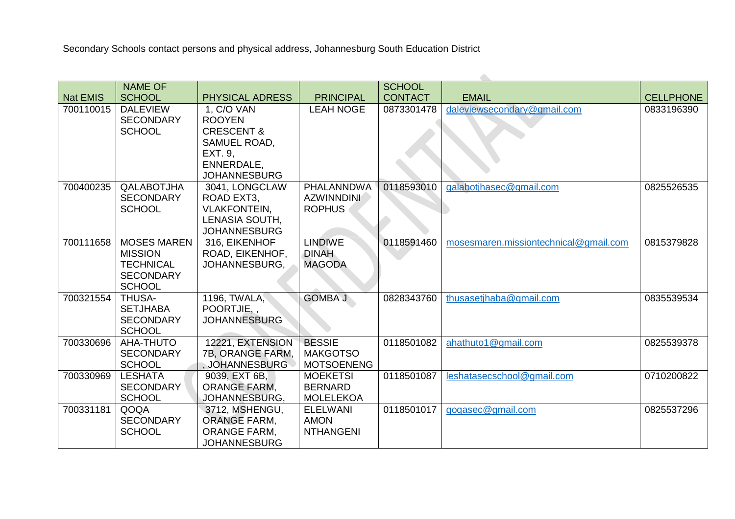Secondary Schools contact persons and physical address, Johannesburg South Education District

| Nat EMIS | NAME OF SCHOOL | PHYSICAL ADRESS | PRINCIPAL | SCHOOL CONTACT | EMAIL | CELLPHONE |
|---|---|---|---|---|---|---|
| 700110015 | DALEVIEW SECONDARY SCHOOL | 1, C/O VAN ROOYEN CRESCENT & SAMUEL ROAD, EXT. 9, ENNERDALE, JOHANNESBURG | LEAH NOGE | 0873301478 | daleviewsecondary@gmail.com | 0833196390 |
| 700400235 | QALABOTJHA SECONDARY SCHOOL | 3041, LONGCLAW ROAD EXT3, VLAKFONTEIN, LENASIA SOUTH, JOHANNESBURG | PHALANNDWA AZWINNDINI ROPHUS | 0118593010 | qalabotjhasec@gmail.com | 0825526535 |
| 700111658 | MOSES MAREN MISSION TECHNICAL SECONDARY SCHOOL | 316, EIKENHOF ROAD, EIKENHOF, JOHANNESBURG, | LINDIWE DINAH MAGODA | 0118591460 | mosesmaren.missiontechnical@gmail.com | 0815379828 |
| 700321554 | THUSA-SETJHABA SECONDARY SCHOOL | 1196, TWALA, POORTJIE, , JOHANNESBURG | GOMBA J | 0828343760 | thusasetjhaba@gmail.com | 0835539534 |
| 700330696 | AHA-THUTO SECONDARY SCHOOL | 12221, EXTENSION 7B, ORANGE FARM, , JOHANNESBURG | BESSIE MAKGOTSO MOTSOENENG | 0118501082 | ahathuto1@gmail.com | 0825539378 |
| 700330969 | LESHATA SECONDARY SCHOOL | 9039, EXT 6B, ORANGE FARM, JOHANNESBURG, | MOEKETSI BERNARD MOLELEKOA | 0118501087 | leshatasecschool@gmail.com | 0710200822 |
| 700331181 | QOQA SECONDARY SCHOOL | 3712, MSHENGU, ORANGE FARM, ORANGE FARM, JOHANNESBURG | ELELWANI AMON NTHANGENI | 0118501017 | qoqasec@gmail.com | 0825537296 |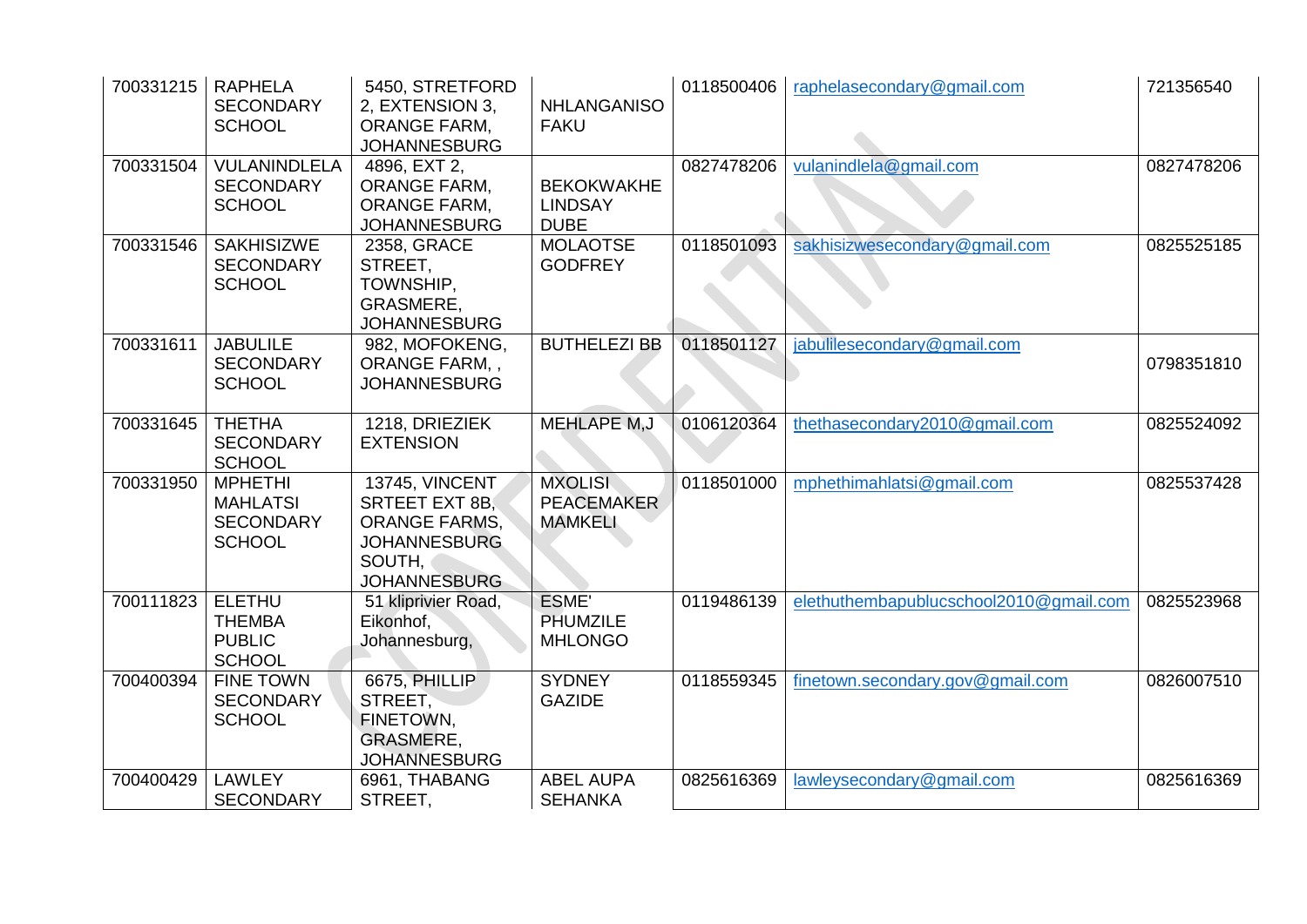| | | | | | | |
|---|---|---|---|---|---|---|
| 700331215 | RAPHELA SECONDARY SCHOOL | 5450, STRETFORD 2, EXTENSION 3, ORANGE FARM, JOHANNESBURG | NHLANGANISO FAKU | 0118500406 | raphelasecondary@gmail.com | 721356540 |
| 700331504 | VULANINDLELA SECONDARY SCHOOL | 4896, EXT 2, ORANGE FARM, ORANGE FARM, JOHANNESBURG | BEKOKWAKHE LINDSAY DUBE | 0827478206 | vulanindlela@gmail.com | 0827478206 |
| 700331546 | SAKHISIZWE SECONDARY SCHOOL | 2358, GRACE STREET, TOWNSHIP, GRASMERE, JOHANNESBURG | MOLAOTSE GODFREY | 0118501093 | sakhisizwesecondary@gmail.com | 0825525185 |
| 700331611 | JABULILE SECONDARY SCHOOL | 982, MOFOKENG, ORANGE FARM, , JOHANNESBURG | BUTHELEZI BB | 0118501127 | jabulilesecondary@gmail.com | 0798351810 |
| 700331645 | THETHA SECONDARY SCHOOL | 1218, DRIEZIEK EXTENSION | MEHLAPE M,J | 0106120364 | thethasecondary2010@gmail.com | 0825524092 |
| 700331950 | MPHETHI MAHLATSI SECONDARY SCHOOL | 13745, VINCENT SRTEET EXT 8B, ORANGE FARMS, JOHANNESBURG SOUTH, JOHANNESBURG | MXOLISI PEACEMAKER MAMKELI | 0118501000 | mphethimahlatsi@gmail.com | 0825537428 |
| 700111823 | ELETHU THEMBA PUBLIC SCHOOL | 51 kliprivier Road, Eikonhof, Johannesburg, | ESME' PHUMZILE MHLONGO | 0119486139 | elethuthembapublucschool2010@gmail.com | 0825523968 |
| 700400394 | FINE TOWN SECONDARY SCHOOL | 6675, PHILLIP STREET, FINETOWN, GRASMERE, JOHANNESBURG | SYDNEY GAZIDE | 0118559345 | finetown.secondary.gov@gmail.com | 0826007510 |
| 700400429 | LAWLEY SECONDARY | 6961, THABANG STREET, | ABEL AUPA SEHANKA | 0825616369 | lawleysecondary@gmail.com | 0825616369 |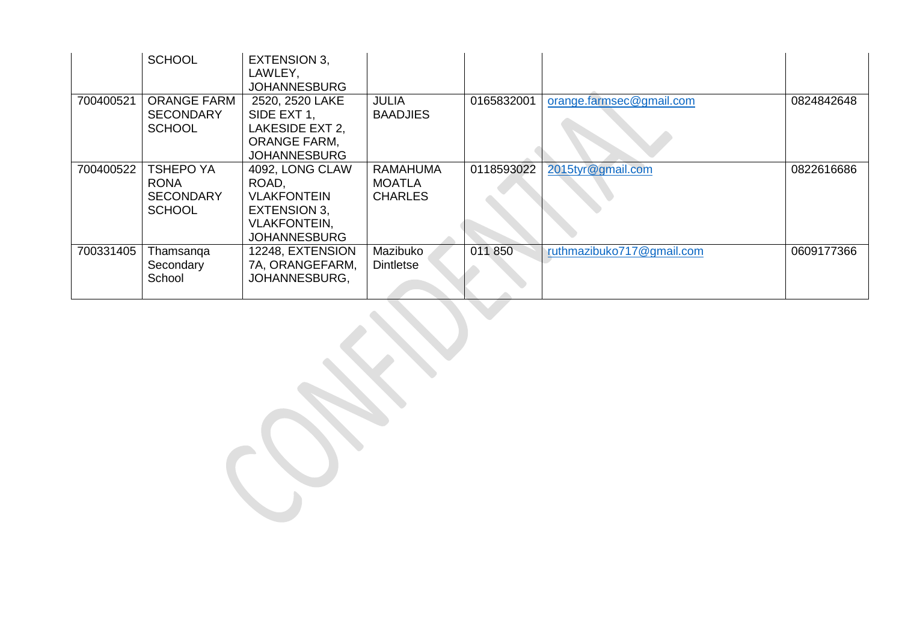| | | | | | | |
|---|---|---|---|---|---|---|
| | SCHOOL | EXTENSION 3, LAWLEY, JOHANNESBURG | | | | |
| 700400521 | ORANGE FARM SECONDARY SCHOOL | 2520, 2520 LAKE SIDE EXT 1, LAKESIDE EXT 2, ORANGE FARM, JOHANNESBURG | JULIA BAADJIES | 0165832001 | orange.farmsec@gmail.com | 0824842648 |
| 700400522 | TSHEPO YA RONA SECONDARY SCHOOL | 4092, LONG CLAW ROAD, VLAKFONTEIN EXTENSION 3, VLAKFONTEIN, JOHANNESBURG | RAMAHUMA MOATLA CHARLES | 0118593022 | 2015tyr@gmail.com | 0822616686 |
| 700331405 | Thamsanqa Secondary School | 12248, EXTENSION 7A, ORANGEFARM, JOHANNESBURG, | Mazibuko Dintletse | 011 850 | ruthmazibuko717@gmail.com | 0609177366 |